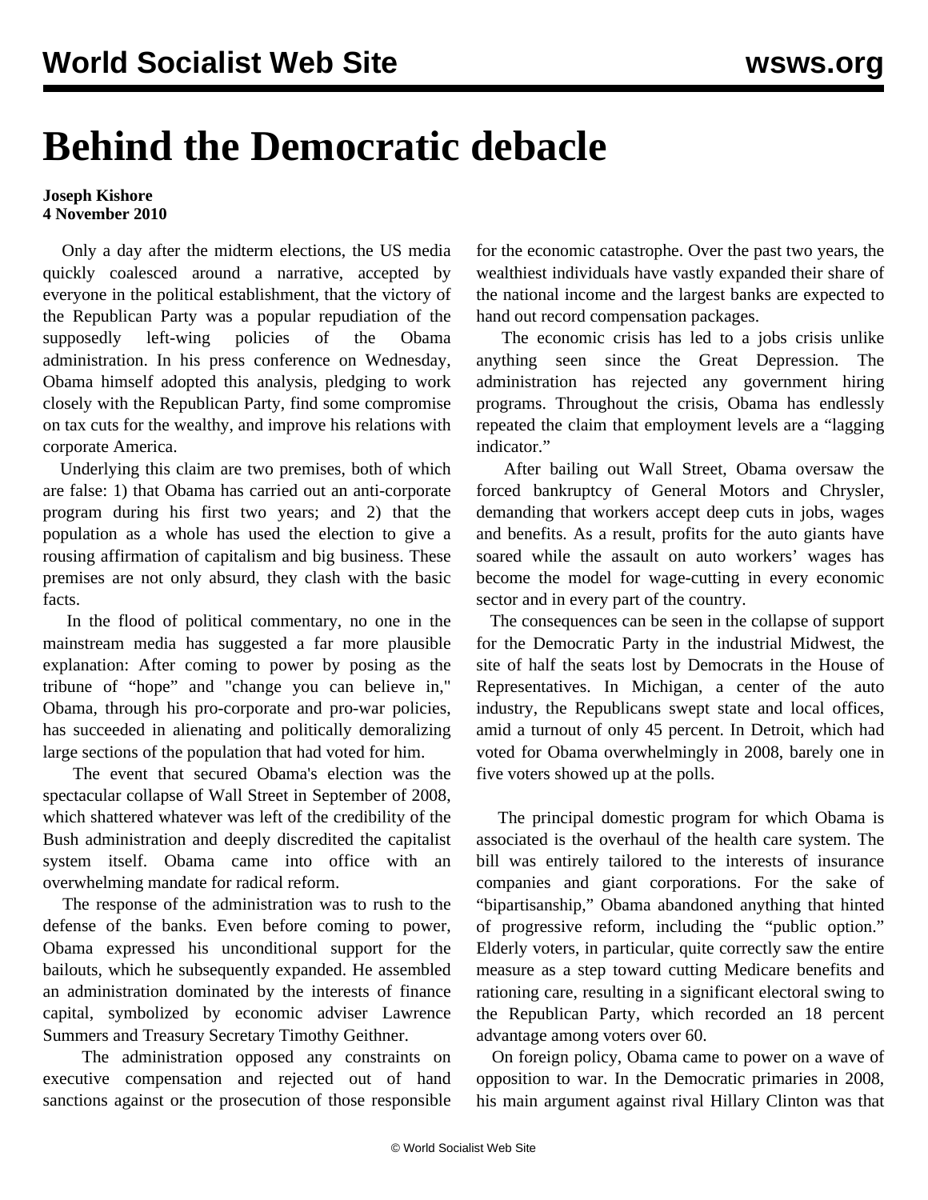# Behind the Democratic debacle

**Joseph Kishore**
**4 November 2010**

Only a day after the midterm elections, the US media quickly coalesced around a narrative, accepted by everyone in the political establishment, that the victory of the Republican Party was a popular repudiation of the supposedly left-wing policies of the Obama administration. In his press conference on Wednesday, Obama himself adopted this analysis, pledging to work closely with the Republican Party, find some compromise on tax cuts for the wealthy, and improve his relations with corporate America.

Underlying this claim are two premises, both of which are false: 1) that Obama has carried out an anti-corporate program during his first two years; and 2) that the population as a whole has used the election to give a rousing affirmation of capitalism and big business. These premises are not only absurd, they clash with the basic facts.

In the flood of political commentary, no one in the mainstream media has suggested a far more plausible explanation: After coming to power by posing as the tribune of "hope" and "change you can believe in," Obama, through his pro-corporate and pro-war policies, has succeeded in alienating and politically demoralizing large sections of the population that had voted for him.

The event that secured Obama's election was the spectacular collapse of Wall Street in September of 2008, which shattered whatever was left of the credibility of the Bush administration and deeply discredited the capitalist system itself. Obama came into office with an overwhelming mandate for radical reform.

The response of the administration was to rush to the defense of the banks. Even before coming to power, Obama expressed his unconditional support for the bailouts, which he subsequently expanded. He assembled an administration dominated by the interests of finance capital, symbolized by economic adviser Lawrence Summers and Treasury Secretary Timothy Geithner.

The administration opposed any constraints on executive compensation and rejected out of hand sanctions against or the prosecution of those responsible for the economic catastrophe. Over the past two years, the wealthiest individuals have vastly expanded their share of the national income and the largest banks are expected to hand out record compensation packages.

The economic crisis has led to a jobs crisis unlike anything seen since the Great Depression. The administration has rejected any government hiring programs. Throughout the crisis, Obama has endlessly repeated the claim that employment levels are a "lagging indicator."

After bailing out Wall Street, Obama oversaw the forced bankruptcy of General Motors and Chrysler, demanding that workers accept deep cuts in jobs, wages and benefits. As a result, profits for the auto giants have soared while the assault on auto workers' wages has become the model for wage-cutting in every economic sector and in every part of the country.

The consequences can be seen in the collapse of support for the Democratic Party in the industrial Midwest, the site of half the seats lost by Democrats in the House of Representatives. In Michigan, a center of the auto industry, the Republicans swept state and local offices, amid a turnout of only 45 percent. In Detroit, which had voted for Obama overwhelmingly in 2008, barely one in five voters showed up at the polls.

The principal domestic program for which Obama is associated is the overhaul of the health care system. The bill was entirely tailored to the interests of insurance companies and giant corporations. For the sake of "bipartisanship," Obama abandoned anything that hinted of progressive reform, including the "public option." Elderly voters, in particular, quite correctly saw the entire measure as a step toward cutting Medicare benefits and rationing care, resulting in a significant electoral swing to the Republican Party, which recorded an 18 percent advantage among voters over 60.

On foreign policy, Obama came to power on a wave of opposition to war. In the Democratic primaries in 2008, his main argument against rival Hillary Clinton was that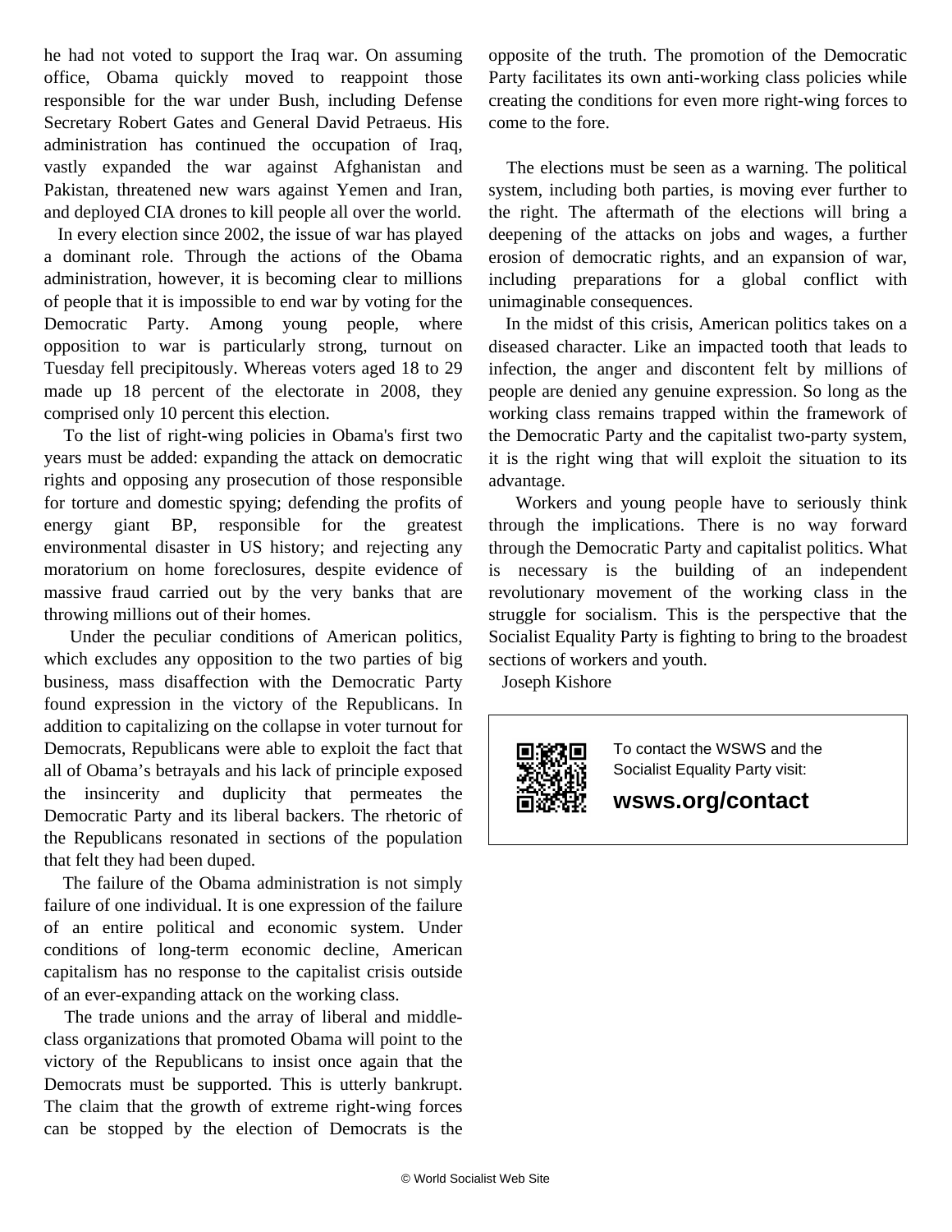he had not voted to support the Iraq war. On assuming office, Obama quickly moved to reappoint those responsible for the war under Bush, including Defense Secretary Robert Gates and General David Petraeus. His administration has continued the occupation of Iraq, vastly expanded the war against Afghanistan and Pakistan, threatened new wars against Yemen and Iran, and deployed CIA drones to kill people all over the world.

In every election since 2002, the issue of war has played a dominant role. Through the actions of the Obama administration, however, it is becoming clear to millions of people that it is impossible to end war by voting for the Democratic Party. Among young people, where opposition to war is particularly strong, turnout on Tuesday fell precipitously. Whereas voters aged 18 to 29 made up 18 percent of the electorate in 2008, they comprised only 10 percent this election.

To the list of right-wing policies in Obama's first two years must be added: expanding the attack on democratic rights and opposing any prosecution of those responsible for torture and domestic spying; defending the profits of energy giant BP, responsible for the greatest environmental disaster in US history; and rejecting any moratorium on home foreclosures, despite evidence of massive fraud carried out by the very banks that are throwing millions out of their homes.

Under the peculiar conditions of American politics, which excludes any opposition to the two parties of big business, mass disaffection with the Democratic Party found expression in the victory of the Republicans. In addition to capitalizing on the collapse in voter turnout for Democrats, Republicans were able to exploit the fact that all of Obama's betrayals and his lack of principle exposed the insincerity and duplicity that permeates the Democratic Party and its liberal backers. The rhetoric of the Republicans resonated in sections of the population that felt they had been duped.

The failure of the Obama administration is not simply failure of one individual. It is one expression of the failure of an entire political and economic system. Under conditions of long-term economic decline, American capitalism has no response to the capitalist crisis outside of an ever-expanding attack on the working class.

The trade unions and the array of liberal and middle-class organizations that promoted Obama will point to the victory of the Republicans to insist once again that the Democrats must be supported. This is utterly bankrupt. The claim that the growth of extreme right-wing forces can be stopped by the election of Democrats is the opposite of the truth. The promotion of the Democratic Party facilitates its own anti-working class policies while creating the conditions for even more right-wing forces to come to the fore.

The elections must be seen as a warning. The political system, including both parties, is moving ever further to the right. The aftermath of the elections will bring a deepening of the attacks on jobs and wages, a further erosion of democratic rights, and an expansion of war, including preparations for a global conflict with unimaginable consequences.

In the midst of this crisis, American politics takes on a diseased character. Like an impacted tooth that leads to infection, the anger and discontent felt by millions of people are denied any genuine expression. So long as the working class remains trapped within the framework of the Democratic Party and the capitalist two-party system, it is the right wing that will exploit the situation to its advantage.

Workers and young people have to seriously think through the implications. There is no way forward through the Democratic Party and capitalist politics. What is necessary is the building of an independent revolutionary movement of the working class in the struggle for socialism. This is the perspective that the Socialist Equality Party is fighting to bring to the broadest sections of workers and youth.

Joseph Kishore

To contact the WSWS and the Socialist Equality Party visit:

**wsws.org/contact**